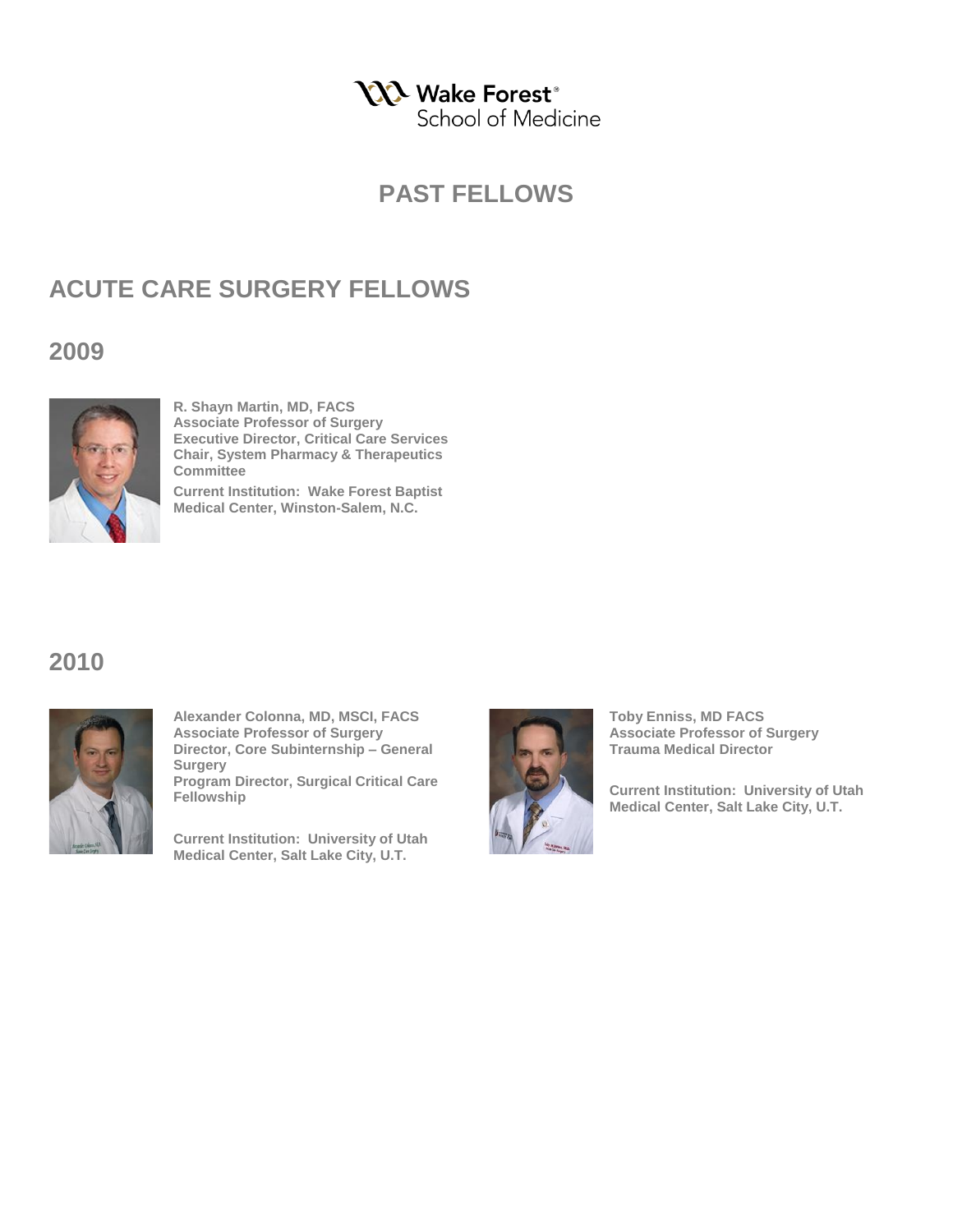# PAST FELLOWS

## ACUTE CARE SURGERY FELLOWS

### 2009

**R. Shayn Martin, MD, FACS**
**Associate Professor of Surgery**
**Executive Director, Critical Care Services**
**Chair, System Pharmacy & Therapeutics Committee**

**Current Institution: Wake Forest Baptist Medical Center, Winston-Salem, N.C.**

### 2010

**Alexander Colonna, MD, MSCI, FACS**
**Associate Professor of Surgery**
**Director, Core Subinternship – General Surgery**
**Program Director, Surgical Critical Care Fellowship**

**Current Institution: University of Utah Medical Center, Salt Lake City, U.T.**

**Toby Enniss, MD FACS**
**Associate Professor of Surgery**
**Trauma Medical Director**

**Current Institution: University of Utah Medical Center, Salt Lake City, U.T.**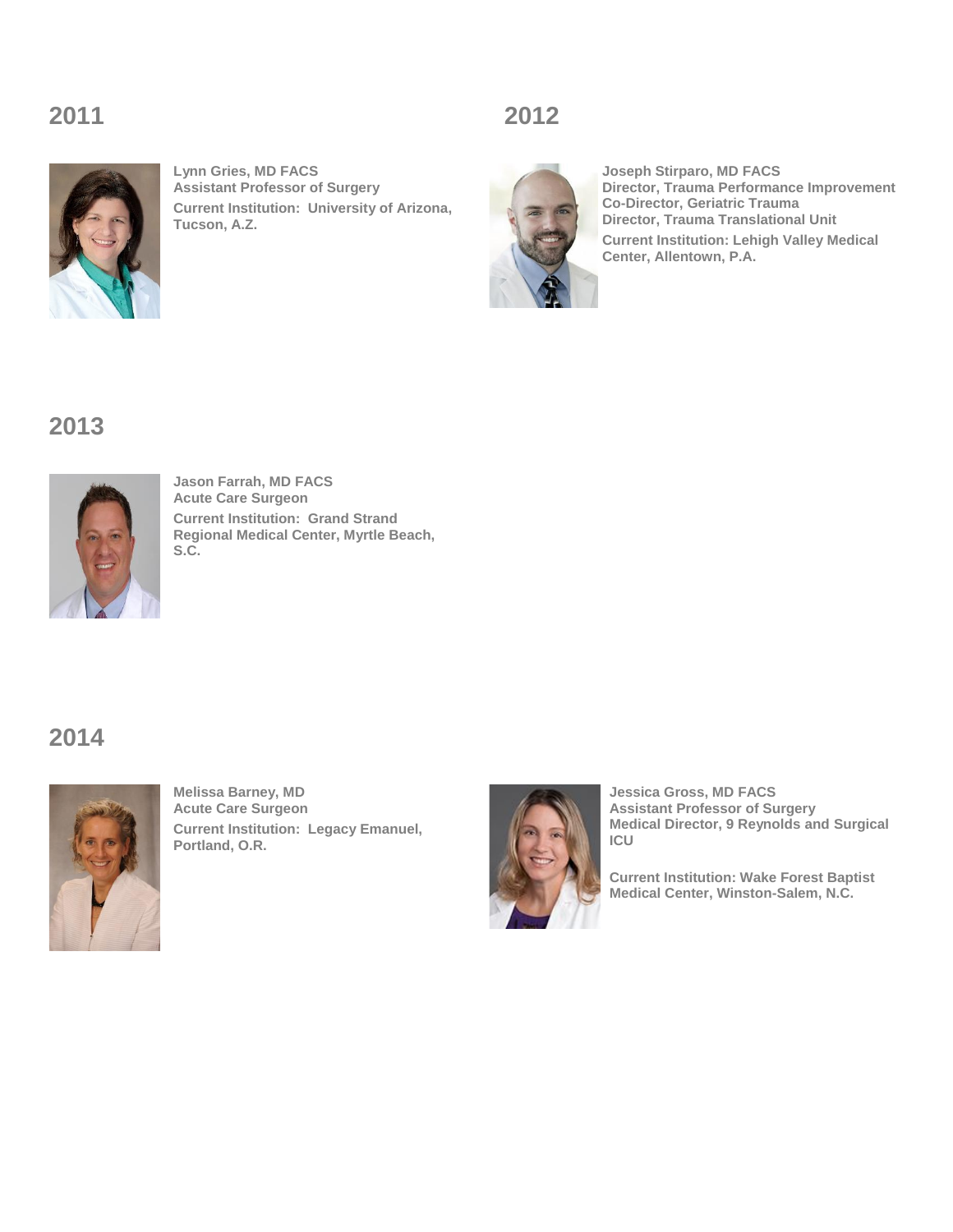## 2011

**Lynn Gries, MD FACS**
**Assistant Professor of Surgery**
**Current Institution: University of Arizona, Tucson, A.Z.**

## 2012

**Joseph Stirparo, MD FACS**
**Director, Trauma Performance Improvement**
**Co-Director, Geriatric Trauma**
**Director, Trauma Translational Unit**
**Current Institution: Lehigh Valley Medical Center, Allentown, P.A.**

## 2013

**Jason Farrah, MD FACS**
**Acute Care Surgeon**
**Current Institution: Grand Strand Regional Medical Center, Myrtle Beach, S.C.**

## 2014

**Melissa Barney, MD**
**Acute Care Surgeon**
**Current Institution: Legacy Emanuel, Portland, O.R.**

**Jessica Gross, MD FACS**
**Assistant Professor of Surgery**
**Medical Director, 9 Reynolds and Surgical ICU**

**Current Institution: Wake Forest Baptist Medical Center, Winston-Salem, N.C.**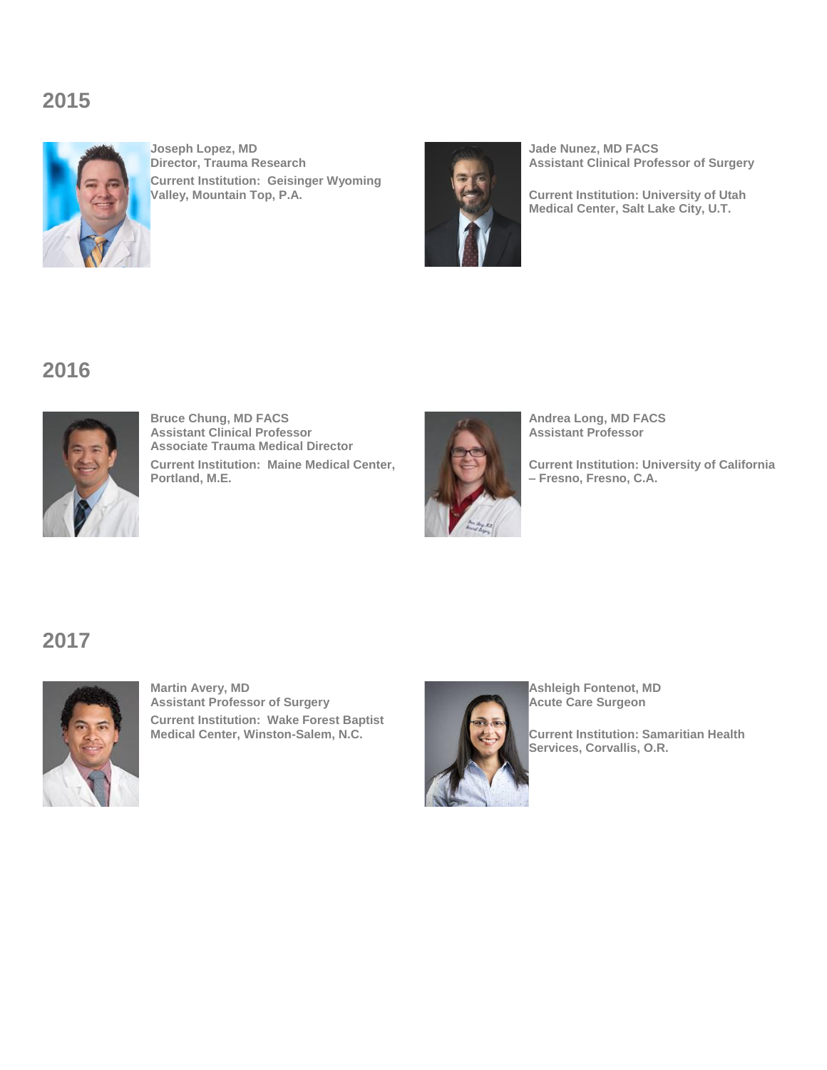## 2015

**Joseph Lopez, MD**
**Director, Trauma Research**
**Current Institution: Geisinger Wyoming Valley, Mountain Top, P.A.**

**Jade Nunez, MD FACS**
**Assistant Clinical Professor of Surgery**

**Current Institution: University of Utah Medical Center, Salt Lake City, U.T.**

## 2016

**Bruce Chung, MD FACS**
**Assistant Clinical Professor**
**Associate Trauma Medical Director**
**Current Institution: Maine Medical Center, Portland, M.E.**

**Andrea Long, MD FACS**
**Assistant Professor**

**Current Institution: University of California – Fresno, Fresno, C.A.**

## 2017

**Martin Avery, MD**
**Assistant Professor of Surgery**
**Current Institution: Wake Forest Baptist Medical Center, Winston-Salem, N.C.**

**Ashleigh Fontenot, MD**
**Acute Care Surgeon**

**Current Institution: Samaritian Health Services, Corvallis, O.R.**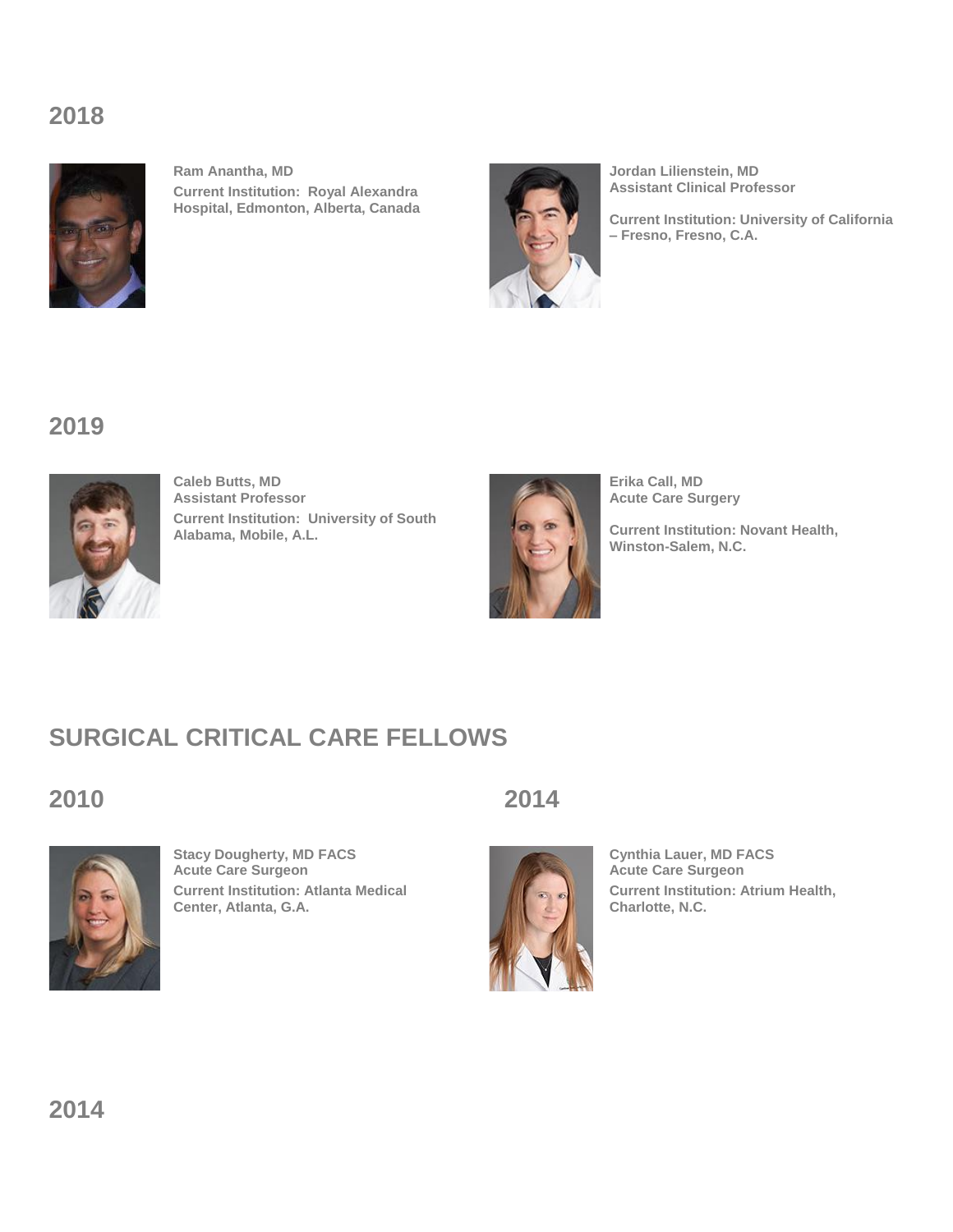## 2018

**Ram Anantha, MD**
**Current Institution: Royal Alexandra Hospital, Edmonton, Alberta, Canada**

**Jordan Lilienstein, MD**
**Assistant Clinical Professor**

**Current Institution: University of California – Fresno, Fresno, C.A.**

## 2019

**Caleb Butts, MD**
**Assistant Professor**
**Current Institution: University of South Alabama, Mobile, A.L.**

**Erika Call, MD**
**Acute Care Surgery**

**Current Institution: Novant Health, Winston-Salem, N.C.**

# SURGICAL CRITICAL CARE FELLOWS

## 2010

**Stacy Dougherty, MD FACS**
**Acute Care Surgeon**
**Current Institution: Atlanta Medical Center, Atlanta, G.A.**

## 2014

**Cynthia Lauer, MD FACS**
**Acute Care Surgeon**
**Current Institution: Atrium Health, Charlotte, N.C.**

## 2014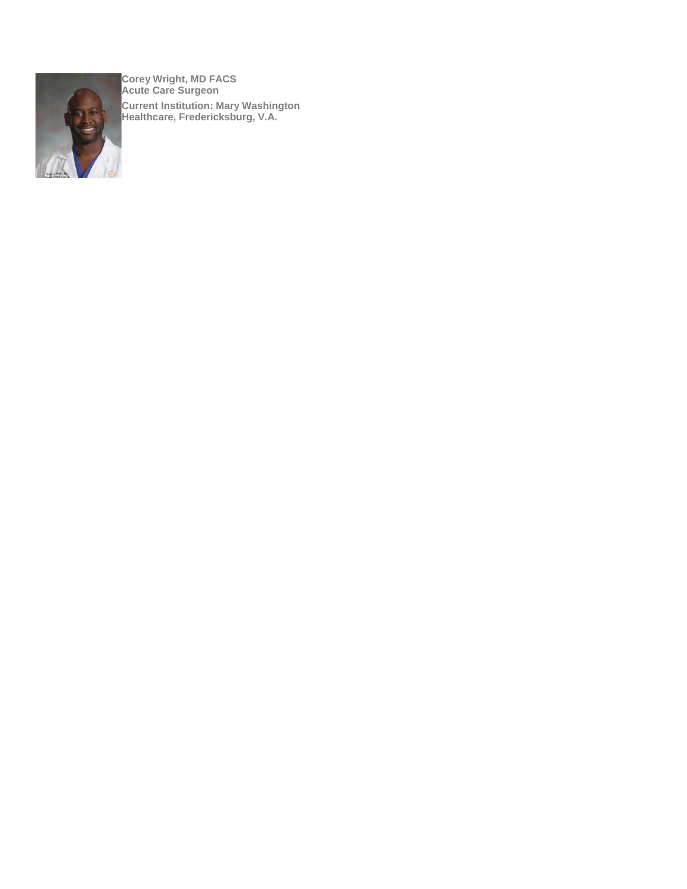**Corey Wright, MD FACS**
**Acute Care Surgeon**

**Current Institution: Mary Washington Healthcare, Fredericksburg, V.A.**